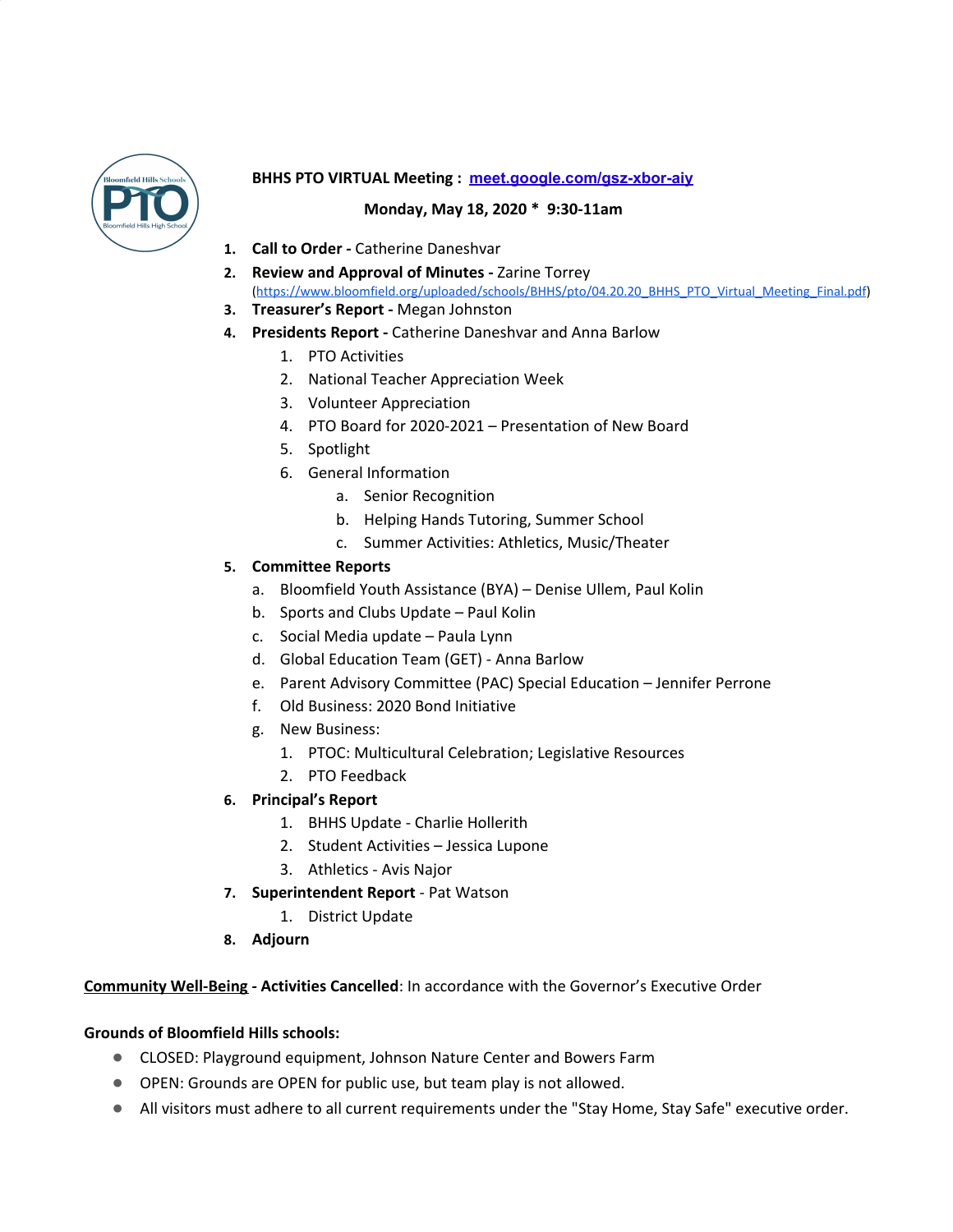**BHHS PTO VIRTUAL Meeting : meet.google.com/gsz-xbor-aiy**

**Monday, May 18, 2020 * 9:30-11am**

1. **Call to Order -** Catherine Daneshvar
2. **Review and Approval of Minutes -** Zarine Torrey (https://www.bloomfield.org/uploaded/schools/BHHS/pto/04.20.20_BHHS_PTO_Virtual_Meeting_Final.pdf)
3. **Treasurer's Report -** Megan Johnston
4. **Presidents Report -** Catherine Daneshvar and Anna Barlow
    1. PTO Activities
    2. National Teacher Appreciation Week
    3. Volunteer Appreciation
    4. PTO Board for 2020-2021 – Presentation of New Board
    5. Spotlight
    6. General Information
        a. Senior Recognition
        b. Helping Hands Tutoring, Summer School
        c. Summer Activities: Athletics, Music/Theater
5. **Committee Reports**
    a. Bloomfield Youth Assistance (BYA) – Denise Ullem, Paul Kolin
    b. Sports and Clubs Update – Paul Kolin
    c. Social Media update – Paula Lynn
    d. Global Education Team (GET) - Anna Barlow
    e. Parent Advisory Committee (PAC) Special Education – Jennifer Perrone
    f. Old Business: 2020 Bond Initiative
    g. New Business:
        1. PTOC: Multicultural Celebration; Legislative Resources
        2. PTO Feedback
6. **Principal's Report**
    1. BHHS Update - Charlie Hollerith
    2. Student Activities – Jessica Lupone
    3. Athletics - Avis Najor
7. **Superintendent Report** - Pat Watson
    1. District Update
8. **Adjourn**

**Community Well-Being - Activities Cancelled**: In accordance with the Governor's Executive Order

**Grounds of Bloomfield Hills schools:**

- CLOSED: Playground equipment, Johnson Nature Center and Bowers Farm
- OPEN: Grounds are OPEN for public use, but team play is not allowed.
- All visitors must adhere to all current requirements under the "Stay Home, Stay Safe" executive order.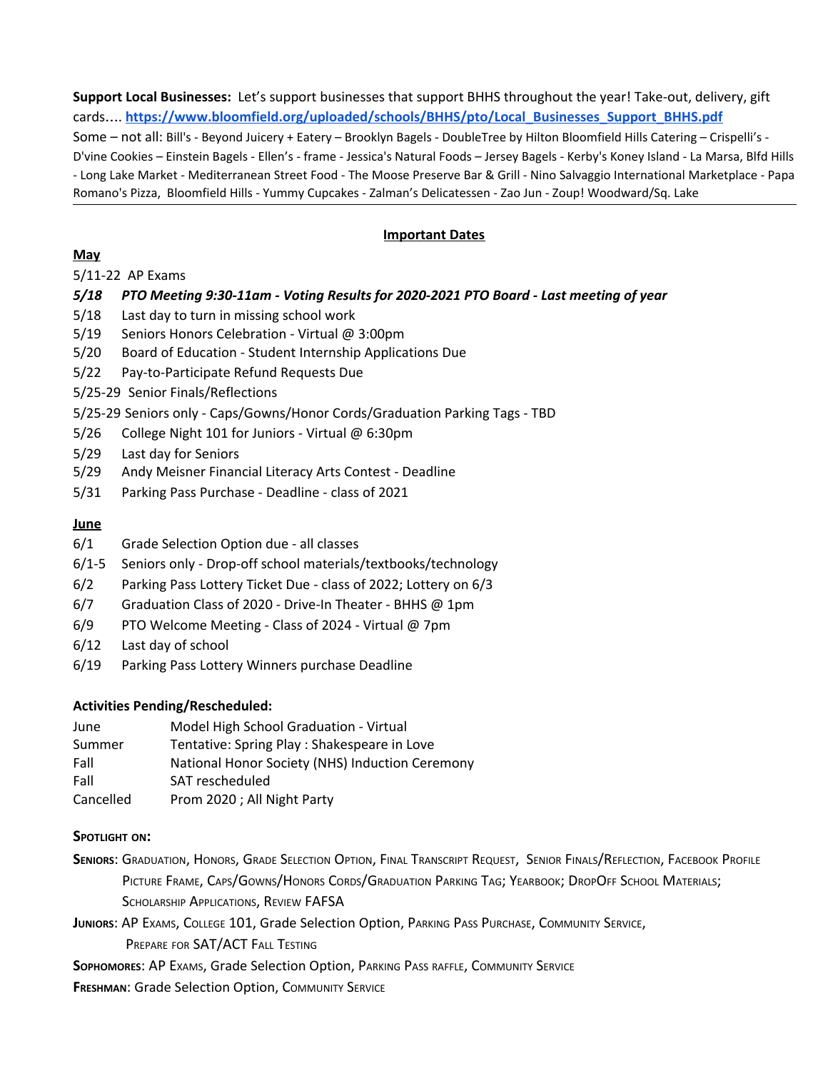**Support Local Businesses:** Let's support businesses that support BHHS throughout the year! Take-out, delivery, gift cards…. **https://www.bloomfield.org/uploaded/schools/BHHS/pto/Local_Businesses_Support_BHHS.pdf**

Some – not all: Bill's - Beyond Juicery + Eatery – Brooklyn Bagels - DoubleTree by Hilton Bloomfield Hills Catering – Crispelli's - D'vine Cookies – Einstein Bagels - Ellen's - frame - Jessica's Natural Foods – Jersey Bagels - Kerby's Koney Island - La Marsa, Blfd Hills - Long Lake Market - Mediterranean Street Food - The Moose Preserve Bar & Grill - Nino Salvaggio International Marketplace - Papa Romano's Pizza, Bloomfield Hills - Yummy Cupcakes - Zalman's Delicatessen - Zao Jun - Zoup! Woodward/Sq. Lake

---

## Important Dates

### May

5/11-22 AP Exams

***5/18 PTO Meeting 9:30-11am - Voting Results for 2020-2021 PTO Board - Last meeting of year***

5/18 Last day to turn in missing school work

5/19 Seniors Honors Celebration - Virtual @ 3:00pm

5/20 Board of Education - Student Internship Applications Due

5/22 Pay-to-Participate Refund Requests Due

5/25-29 Senior Finals/Reflections

5/25-29 Seniors only - Caps/Gowns/Honor Cords/Graduation Parking Tags - TBD

5/26 College Night 101 for Juniors - Virtual @ 6:30pm

5/29 Last day for Seniors

5/29 Andy Meisner Financial Literacy Arts Contest - Deadline

5/31 Parking Pass Purchase - Deadline - class of 2021

### June

6/1 Grade Selection Option due - all classes

6/1-5 Seniors only - Drop-off school materials/textbooks/technology

6/2 Parking Pass Lottery Ticket Due - class of 2022; Lottery on 6/3

6/7 Graduation Class of 2020 - Drive-In Theater - BHHS @ 1pm

6/9 PTO Welcome Meeting - Class of 2024 - Virtual @ 7pm

6/12 Last day of school

6/19 Parking Pass Lottery Winners purchase Deadline

### Activities Pending/Rescheduled:

| | |
|---|---|
| June | Model High School Graduation - Virtual |
| Summer | Tentative: Spring Play : Shakespeare in Love |
| Fall | National Honor Society (NHS) Induction Ceremony |
| Fall | SAT rescheduled |
| Cancelled | Prom 2020 ; All Night Party |

### Spotlight on:

**Seniors**: Graduation, Honors, Grade Selection Option, Final Transcript Request, Senior Finals/Reflection, Facebook Profile Picture Frame, Caps/Gowns/Honors Cords/Graduation Parking Tag; Yearbook; DropOff School Materials; Scholarship Applications, Review FAFSA

**Juniors**: AP Exams, College 101, Grade Selection Option, Parking Pass Purchase, Community Service, Prepare for SAT/ACT Fall Testing

**Sophomores**: AP Exams, Grade Selection Option, Parking Pass raffle, Community Service

**Freshman**: Grade Selection Option, Community Service